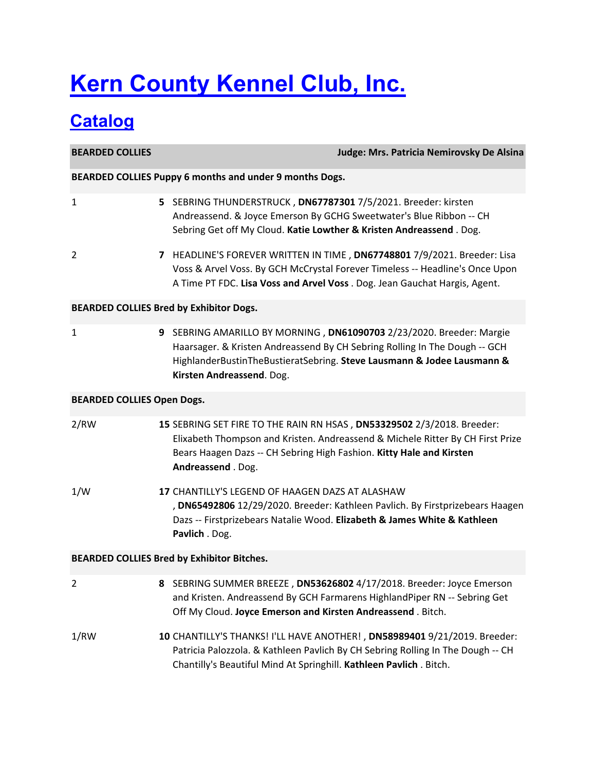# Kern County Kennel Club, Inc.

## Catalog

| **BEARDED COLLIES** | **Judge: Mrs. Patricia Nemirovsky De Alsina** |
|---|---|
| **BEARDED COLLIES Puppy 6 months and under 9 months Dogs.** | |
| 1 | **5** SEBRING THUNDERSTRUCK , **DN67787301** 7/5/2021. Breeder: kirsten Andreassend. & Joyce Emerson By GCHG Sweetwater's Blue Ribbon -- CH Sebring Get off My Cloud. **Katie Lowther & Kristen Andreassend** . Dog. |
| 2 | **7** HEADLINE'S FOREVER WRITTEN IN TIME , **DN67748801** 7/9/2021. Breeder: Lisa Voss & Arvel Voss. By GCH McCrystal Forever Timeless -- Headline's Once Upon A Time PT FDC. **Lisa Voss and Arvel Voss** . Dog. Jean Gauchat Hargis, Agent. |
| **BEARDED COLLIES Bred by Exhibitor Dogs.** | |
| 1 | **9** SEBRING AMARILLO BY MORNING , **DN61090703** 2/23/2020. Breeder: Margie Haarsager. & Kristen Andreassend By CH Sebring Rolling In The Dough -- GCH HighlanderBustinTheBustieratSebring. **Steve Lausmann & Jodee Lausmann & Kirsten Andreassend**. Dog. |
| **BEARDED COLLIES Open Dogs.** | |
| 2/RW | **15** SEBRING SET FIRE TO THE RAIN RN HSAS , **DN53329502** 2/3/2018. Breeder: Elixabeth Thompson and Kristen. Andreassend & Michele Ritter By CH First Prize Bears Haagen Dazs -- CH Sebring High Fashion. **Kitty Hale and Kirsten Andreassend** . Dog. |
| 1/W | **17** CHANTILLY'S LEGEND OF HAAGEN DAZS AT ALASHAW , **DN65492806** 12/29/2020. Breeder: Kathleen Pavlich. By Firstprizebears Haagen Dazs -- Firstprizebears Natalie Wood. **Elizabeth & James White & Kathleen Pavlich** . Dog. |
| **BEARDED COLLIES Bred by Exhibitor Bitches.** | |
| 2 | **8** SEBRING SUMMER BREEZE , **DN53626802** 4/17/2018. Breeder: Joyce Emerson and Kristen. Andreassend By GCH Farmarens HighlandPiper RN -- Sebring Get Off My Cloud. **Joyce Emerson and Kirsten Andreassend** . Bitch. |
| 1/RW | **10** CHANTILLY'S THANKS! I'LL HAVE ANOTHER! , **DN58989401** 9/21/2019. Breeder: Patricia Palozzola. & Kathleen Pavlich By CH Sebring Rolling In The Dough -- CH Chantilly's Beautiful Mind At Springhill. **Kathleen Pavlich** . Bitch. |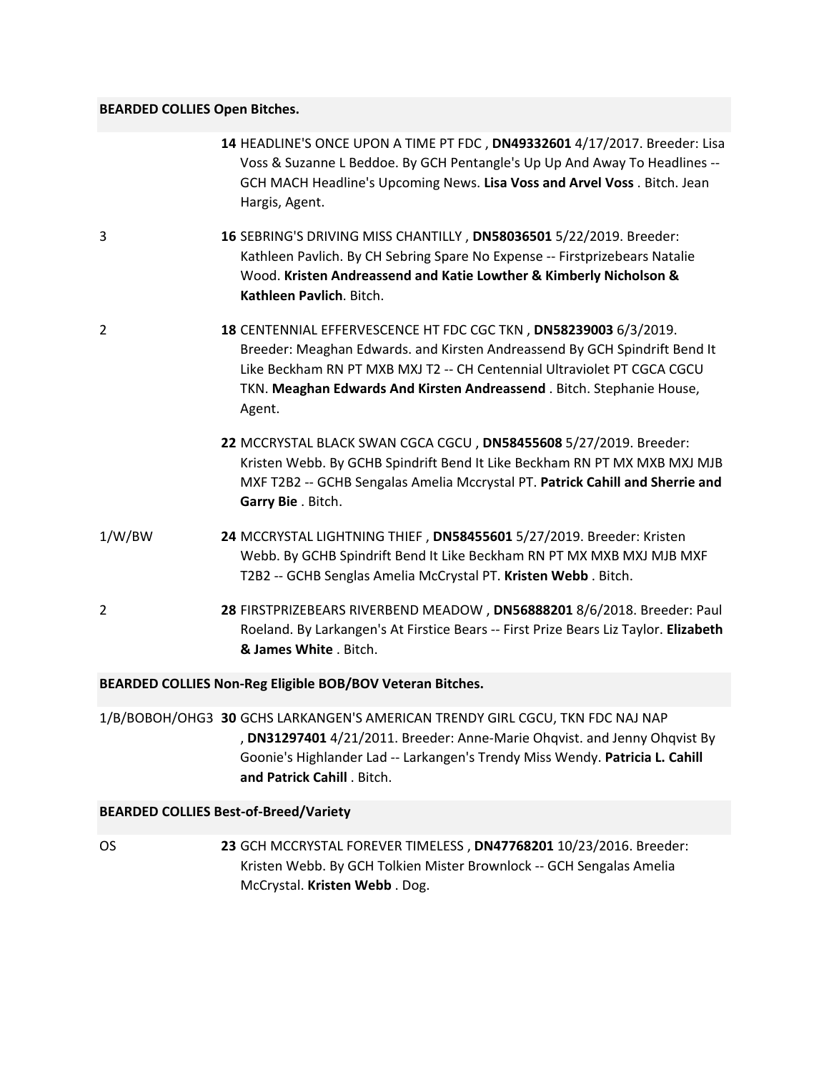**BEARDED COLLIES Open Bitches.**

**14** HEADLINE'S ONCE UPON A TIME PT FDC , **DN49332601** 4/17/2017. Breeder: Lisa Voss & Suzanne L Beddoe. By GCH Pentangle's Up Up And Away To Headlines -- GCH MACH Headline's Upcoming News. **Lisa Voss and Arvel Voss** . Bitch. Jean Hargis, Agent.

3 — **16** SEBRING'S DRIVING MISS CHANTILLY , **DN58036501** 5/22/2019. Breeder: Kathleen Pavlich. By CH Sebring Spare No Expense -- Firstprizebears Natalie Wood. **Kristen Andreassend and Katie Lowther & Kimberly Nicholson & Kathleen Pavlich**. Bitch.

2 — **18** CENTENNIAL EFFERVESCENCE HT FDC CGC TKN , **DN58239003** 6/3/2019. Breeder: Meaghan Edwards. and Kirsten Andreassend By GCH Spindrift Bend It Like Beckham RN PT MXB MXJ T2 -- CH Centennial Ultraviolet PT CGCA CGCU TKN. **Meaghan Edwards And Kirsten Andreassend** . Bitch. Stephanie House, Agent.

**22** MCCRYSTAL BLACK SWAN CGCA CGCU , **DN58455608** 5/27/2019. Breeder: Kristen Webb. By GCHB Spindrift Bend It Like Beckham RN PT MX MXB MXJ MJB MXF T2B2 -- GCHB Sengalas Amelia Mccrystal PT. **Patrick Cahill and Sherrie and Garry Bie** . Bitch.

1/W/BW — **24** MCCRYSTAL LIGHTNING THIEF , **DN58455601** 5/27/2019. Breeder: Kristen Webb. By GCHB Spindrift Bend It Like Beckham RN PT MX MXB MXJ MJB MXF T2B2 -- GCHB Senglas Amelia McCrystal PT. **Kristen Webb** . Bitch.

2 — **28** FIRSTPRIZEBEARS RIVERBEND MEADOW , **DN56888201** 8/6/2018. Breeder: Paul Roeland. By Larkangen's At Firstice Bears -- First Prize Bears Liz Taylor. **Elizabeth & James White** . Bitch.

**BEARDED COLLIES Non-Reg Eligible BOB/BOV Veteran Bitches.**

1/B/BOBOH/OHG3 — **30** GCHS LARKANGEN'S AMERICAN TRENDY GIRL CGCU, TKN FDC NAJ NAP , **DN31297401** 4/21/2011. Breeder: Anne-Marie Ohqvist. and Jenny Ohqvist By Goonie's Highlander Lad -- Larkangen's Trendy Miss Wendy. **Patricia L. Cahill and Patrick Cahill** . Bitch.

**BEARDED COLLIES Best-of-Breed/Variety**

OS — **23** GCH MCCRYSTAL FOREVER TIMELESS , **DN47768201** 10/23/2016. Breeder: Kristen Webb. By GCH Tolkien Mister Brownlock -- GCH Sengalas Amelia McCrystal. **Kristen Webb** . Dog.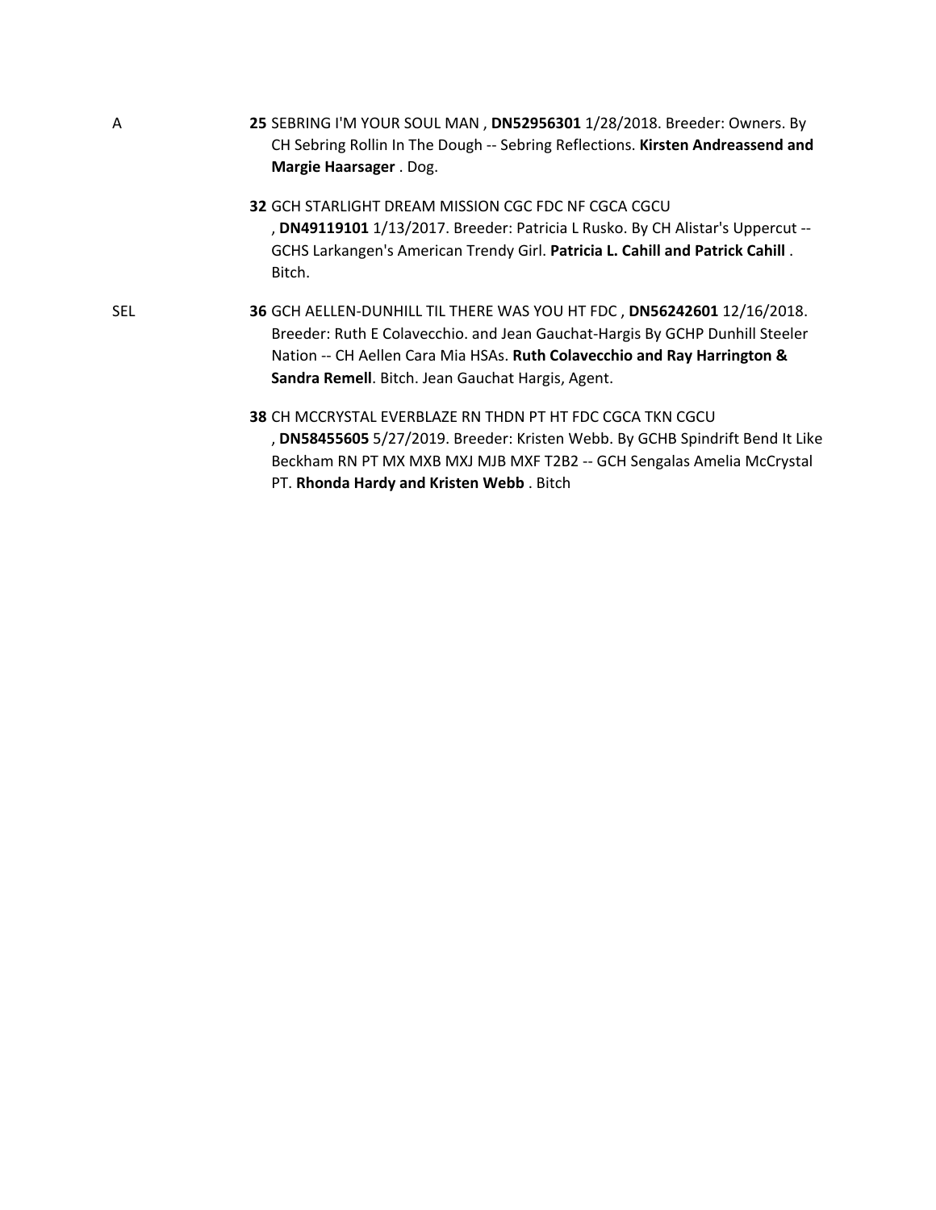A **25** SEBRING I'M YOUR SOUL MAN , **DN52956301** 1/28/2018. Breeder: Owners. By CH Sebring Rollin In The Dough -- Sebring Reflections. **Kirsten Andreassend and Margie Haarsager** . Dog.

**32** GCH STARLIGHT DREAM MISSION CGC FDC NF CGCA CGCU , **DN49119101** 1/13/2017. Breeder: Patricia L Rusko. By CH Alistar's Uppercut -- GCHS Larkangen's American Trendy Girl. **Patricia L. Cahill and Patrick Cahill** . Bitch.

SEL **36** GCH AELLEN-DUNHILL TIL THERE WAS YOU HT FDC , **DN56242601** 12/16/2018. Breeder: Ruth E Colavecchio. and Jean Gauchat-Hargis By GCHP Dunhill Steeler Nation -- CH Aellen Cara Mia HSAs. **Ruth Colavecchio and Ray Harrington & Sandra Remell**. Bitch. Jean Gauchat Hargis, Agent.

**38** CH MCCRYSTAL EVERBLAZE RN THDN PT HT FDC CGCA TKN CGCU , **DN58455605** 5/27/2019. Breeder: Kristen Webb. By GCHB Spindrift Bend It Like Beckham RN PT MX MXB MXJ MJB MXF T2B2 -- GCH Sengalas Amelia McCrystal PT. **Rhonda Hardy and Kristen Webb** . Bitch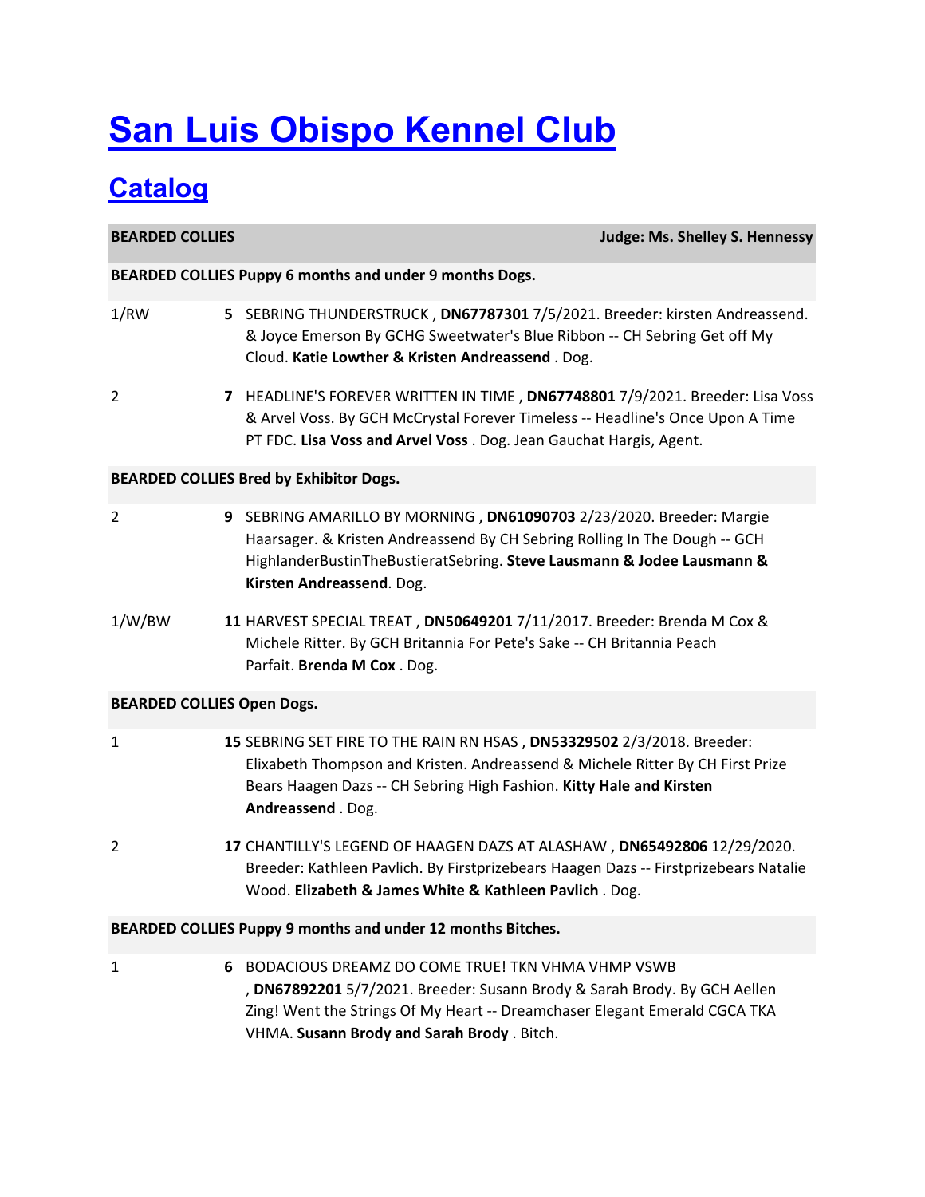# San Luis Obispo Kennel Club

## Catalog

| **BEARDED COLLIES** | **Judge: Ms. Shelley S. Hennessy** |
|---|---|
| **BEARDED COLLIES Puppy 6 months and under 9 months Dogs.** | |
| 1/RW | **5** SEBRING THUNDERSTRUCK , **DN67787301** 7/5/2021. Breeder: kirsten Andreassend. & Joyce Emerson By GCHG Sweetwater's Blue Ribbon -- CH Sebring Get off My Cloud. **Katie Lowther & Kristen Andreassend** . Dog. |
| 2 | **7** HEADLINE'S FOREVER WRITTEN IN TIME , **DN67748801** 7/9/2021. Breeder: Lisa Voss & Arvel Voss. By GCH McCrystal Forever Timeless -- Headline's Once Upon A Time PT FDC. **Lisa Voss and Arvel Voss** . Dog. Jean Gauchat Hargis, Agent. |
| **BEARDED COLLIES Bred by Exhibitor Dogs.** | |
| 2 | **9** SEBRING AMARILLO BY MORNING , **DN61090703** 2/23/2020. Breeder: Margie Haarsager. & Kristen Andreassend By CH Sebring Rolling In The Dough -- GCH HighlanderBustinTheBustieratSebring. **Steve Lausmann & Jodee Lausmann & Kirsten Andreassend**. Dog. |
| 1/W/BW | **11** HARVEST SPECIAL TREAT , **DN50649201** 7/11/2017. Breeder: Brenda M Cox & Michele Ritter. By GCH Britannia For Pete's Sake -- CH Britannia Peach Parfait. **Brenda M Cox** . Dog. |
| **BEARDED COLLIES Open Dogs.** | |
| 1 | **15** SEBRING SET FIRE TO THE RAIN RN HSAS , **DN53329502** 2/3/2018. Breeder: Elixabeth Thompson and Kristen. Andreassend & Michele Ritter By CH First Prize Bears Haagen Dazs -- CH Sebring High Fashion. **Kitty Hale and Kirsten Andreassend** . Dog. |
| 2 | **17** CHANTILLY'S LEGEND OF HAAGEN DAZS AT ALASHAW , **DN65492806** 12/29/2020. Breeder: Kathleen Pavlich. By Firstprizebears Haagen Dazs -- Firstprizebears Natalie Wood. **Elizabeth & James White & Kathleen Pavlich** . Dog. |
| **BEARDED COLLIES Puppy 9 months and under 12 months Bitches.** | |
| 1 | **6** BODACIOUS DREAMZ DO COME TRUE! TKN VHMA VHMP VSWB , **DN67892201** 5/7/2021. Breeder: Susann Brody & Sarah Brody. By GCH Aellen Zing! Went the Strings Of My Heart -- Dreamchaser Elegant Emerald CGCA TKA VHMA. **Susann Brody and Sarah Brody** . Bitch. |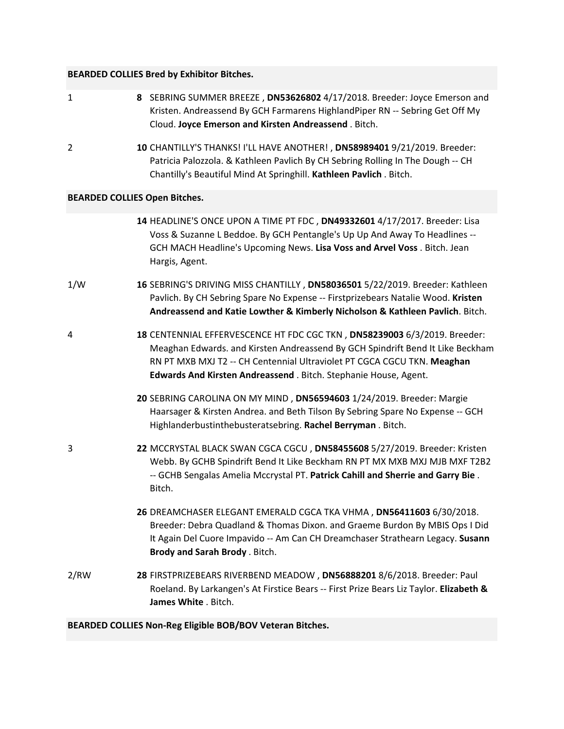**BEARDED COLLIES Bred by Exhibitor Bitches.**

1 **8** SEBRING SUMMER BREEZE , **DN53626802** 4/17/2018. Breeder: Joyce Emerson and Kristen. Andreassend By GCH Farmarens HighlandPiper RN -- Sebring Get Off My Cloud. **Joyce Emerson and Kirsten Andreassend** . Bitch.

2 **10** CHANTILLY'S THANKS! I'LL HAVE ANOTHER! , **DN58989401** 9/21/2019. Breeder: Patricia Palozzola. & Kathleen Pavlich By CH Sebring Rolling In The Dough -- CH Chantilly's Beautiful Mind At Springhill. **Kathleen Pavlich** . Bitch.

**BEARDED COLLIES Open Bitches.**

**14** HEADLINE'S ONCE UPON A TIME PT FDC , **DN49332601** 4/17/2017. Breeder: Lisa Voss & Suzanne L Beddoe. By GCH Pentangle's Up Up And Away To Headlines -- GCH MACH Headline's Upcoming News. **Lisa Voss and Arvel Voss** . Bitch. Jean Hargis, Agent.

1/W **16** SEBRING'S DRIVING MISS CHANTILLY , **DN58036501** 5/22/2019. Breeder: Kathleen Pavlich. By CH Sebring Spare No Expense -- Firstprizebears Natalie Wood. **Kristen Andreassend and Katie Lowther & Kimberly Nicholson & Kathleen Pavlich**. Bitch.

4 **18** CENTENNIAL EFFERVESCENCE HT FDC CGC TKN , **DN58239003** 6/3/2019. Breeder: Meaghan Edwards. and Kirsten Andreassend By GCH Spindrift Bend It Like Beckham RN PT MXB MXJ T2 -- CH Centennial Ultraviolet PT CGCA CGCU TKN. **Meaghan Edwards And Kirsten Andreassend** . Bitch. Stephanie House, Agent.

**20** SEBRING CAROLINA ON MY MIND , **DN56594603** 1/24/2019. Breeder: Margie Haarsager & Kirsten Andrea. and Beth Tilson By Sebring Spare No Expense -- GCH Highlanderbustinthebusteratsebring. **Rachel Berryman** . Bitch.

3 **22** MCCRYSTAL BLACK SWAN CGCA CGCU , **DN58455608** 5/27/2019. Breeder: Kristen Webb. By GCHB Spindrift Bend It Like Beckham RN PT MX MXB MXJ MJB MXF T2B2 -- GCHB Sengalas Amelia Mccrystal PT. **Patrick Cahill and Sherrie and Garry Bie** . Bitch.

**26** DREAMCHASER ELEGANT EMERALD CGCA TKA VHMA , **DN56411603** 6/30/2018. Breeder: Debra Quadland & Thomas Dixon. and Graeme Burdon By MBIS Ops I Did It Again Del Cuore Impavido -- Am Can CH Dreamchaser Strathearn Legacy. **Susann Brody and Sarah Brody** . Bitch.

2/RW **28** FIRSTPRIZEBEARS RIVERBEND MEADOW , **DN56888201** 8/6/2018. Breeder: Paul Roeland. By Larkangen's At Firstice Bears -- First Prize Bears Liz Taylor. **Elizabeth & James White** . Bitch.

**BEARDED COLLIES Non-Reg Eligible BOB/BOV Veteran Bitches.**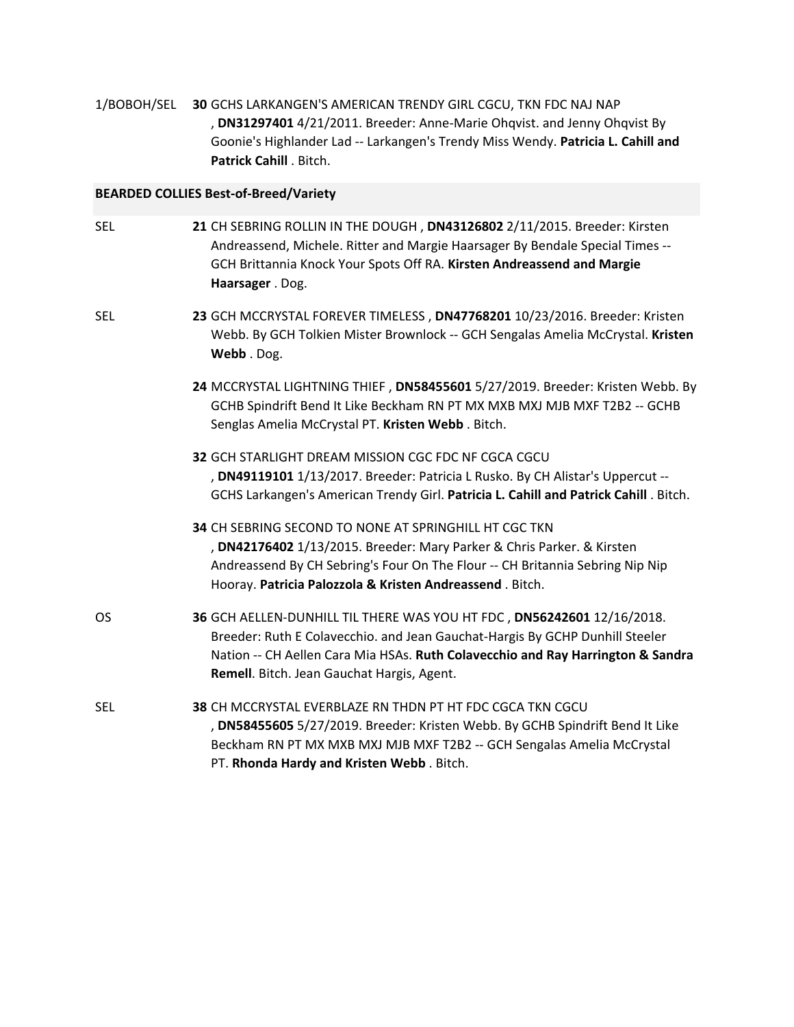1/BOBOH/SEL **30** GCHS LARKANGEN'S AMERICAN TRENDY GIRL CGCU, TKN FDC NAJ NAP , **DN31297401** 4/21/2011. Breeder: Anne-Marie Ohqvist. and Jenny Ohqvist By Goonie's Highlander Lad -- Larkangen's Trendy Miss Wendy. **Patricia L. Cahill and Patrick Cahill** . Bitch.

**BEARDED COLLIES Best-of-Breed/Variety**

SEL **21** CH SEBRING ROLLIN IN THE DOUGH , **DN43126802** 2/11/2015. Breeder: Kirsten Andreassend, Michele. Ritter and Margie Haarsager By Bendale Special Times -- GCH Brittannia Knock Your Spots Off RA. **Kirsten Andreassend and Margie Haarsager** . Dog.

SEL **23** GCH MCCRYSTAL FOREVER TIMELESS , **DN47768201** 10/23/2016. Breeder: Kristen Webb. By GCH Tolkien Mister Brownlock -- GCH Sengalas Amelia McCrystal. **Kristen Webb** . Dog.

**24** MCCRYSTAL LIGHTNING THIEF , **DN58455601** 5/27/2019. Breeder: Kristen Webb. By GCHB Spindrift Bend It Like Beckham RN PT MX MXB MXJ MJB MXF T2B2 -- GCHB Senglas Amelia McCrystal PT. **Kristen Webb** . Bitch.

**32** GCH STARLIGHT DREAM MISSION CGC FDC NF CGCA CGCU , **DN49119101** 1/13/2017. Breeder: Patricia L Rusko. By CH Alistar's Uppercut -- GCHS Larkangen's American Trendy Girl. **Patricia L. Cahill and Patrick Cahill** . Bitch.

**34** CH SEBRING SECOND TO NONE AT SPRINGHILL HT CGC TKN , **DN42176402** 1/13/2015. Breeder: Mary Parker & Chris Parker. & Kirsten Andreassend By CH Sebring's Four On The Flour -- CH Britannia Sebring Nip Nip Hooray. **Patricia Palozzola & Kristen Andreassend** . Bitch.

OS **36** GCH AELLEN-DUNHILL TIL THERE WAS YOU HT FDC , **DN56242601** 12/16/2018. Breeder: Ruth E Colavecchio. and Jean Gauchat-Hargis By GCHP Dunhill Steeler Nation -- CH Aellen Cara Mia HSAs. **Ruth Colavecchio and Ray Harrington & Sandra Remell**. Bitch. Jean Gauchat Hargis, Agent.

SEL **38** CH MCCRYSTAL EVERBLAZE RN THDN PT HT FDC CGCA TKN CGCU , **DN58455605** 5/27/2019. Breeder: Kristen Webb. By GCHB Spindrift Bend It Like Beckham RN PT MX MXB MXJ MJB MXF T2B2 -- GCH Sengalas Amelia McCrystal PT. **Rhonda Hardy and Kristen Webb** . Bitch.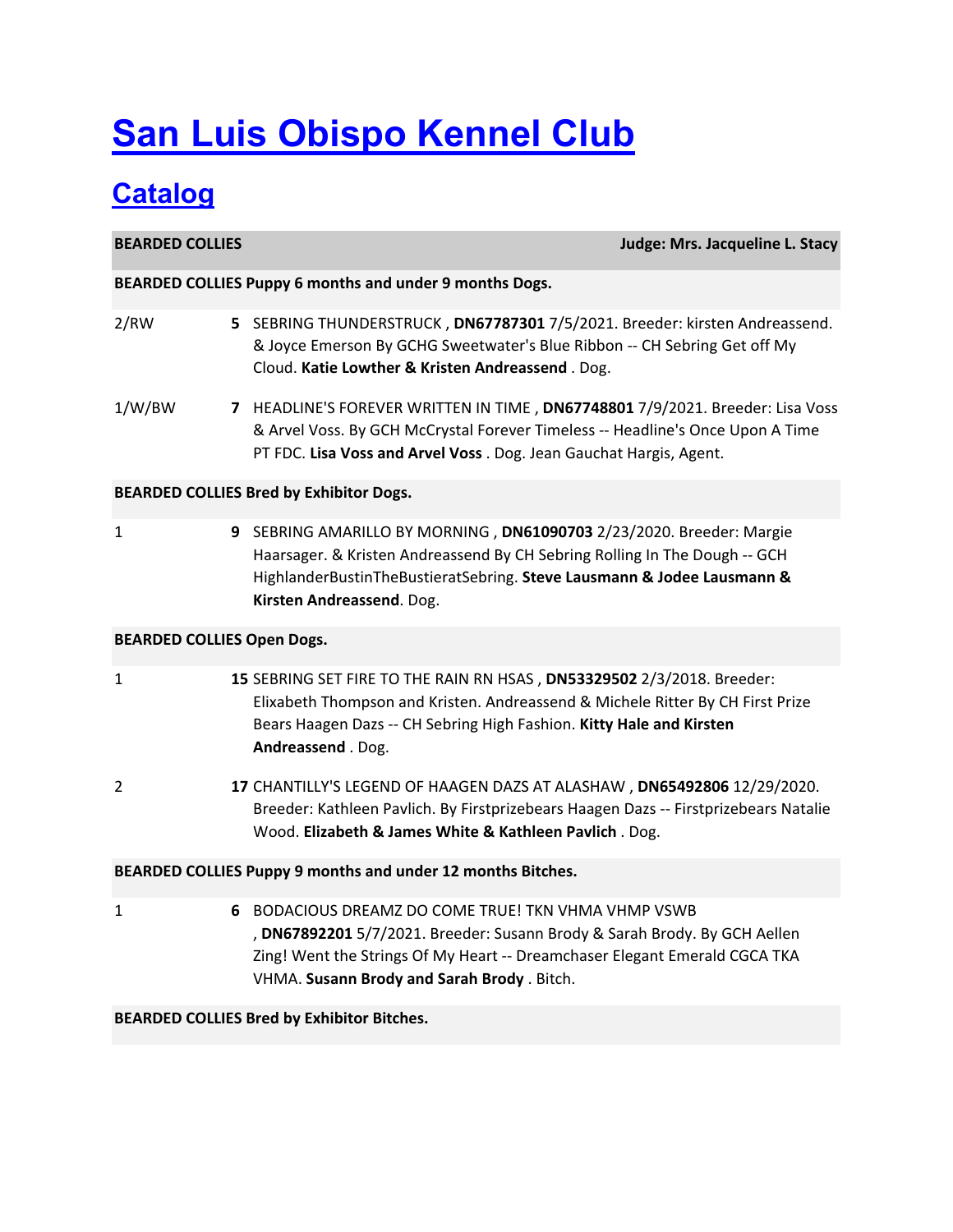# [San Luis Obispo Kennel Club](#)

## [Catalog](#)

| **BEARDED COLLIES** | **Judge: Mrs. Jacqueline L. Stacy** |
|---|---|

**BEARDED COLLIES Puppy 6 months and under 9 months Dogs.**

| Placement | Entry |
|---|---|
| 2/RW | **5** SEBRING THUNDERSTRUCK , **DN67787301** 7/5/2021. Breeder: kirsten Andreassend. & Joyce Emerson By GCHG Sweetwater's Blue Ribbon -- CH Sebring Get off My Cloud. **Katie Lowther & Kristen Andreassend** . Dog. |
| 1/W/BW | **7** HEADLINE'S FOREVER WRITTEN IN TIME , **DN67748801** 7/9/2021. Breeder: Lisa Voss & Arvel Voss. By GCH McCrystal Forever Timeless -- Headline's Once Upon A Time PT FDC. **Lisa Voss and Arvel Voss** . Dog. Jean Gauchat Hargis, Agent. |

**BEARDED COLLIES Bred by Exhibitor Dogs.**

| Placement | Entry |
|---|---|
| 1 | **9** SEBRING AMARILLO BY MORNING , **DN61090703** 2/23/2020. Breeder: Margie Haarsager. & Kristen Andreassend By CH Sebring Rolling In The Dough -- GCH HighlanderBustinTheBustieratSebring. **Steve Lausmann & Jodee Lausmann & Kirsten Andreassend**. Dog. |

**BEARDED COLLIES Open Dogs.**

| Placement | Entry |
|---|---|
| 1 | **15** SEBRING SET FIRE TO THE RAIN RN HSAS , **DN53329502** 2/3/2018. Breeder: Elixabeth Thompson and Kristen. Andreassend & Michele Ritter By CH First Prize Bears Haagen Dazs -- CH Sebring High Fashion. **Kitty Hale and Kirsten Andreassend** . Dog. |
| 2 | **17** CHANTILLY'S LEGEND OF HAAGEN DAZS AT ALASHAW , **DN65492806** 12/29/2020. Breeder: Kathleen Pavlich. By Firstprizebears Haagen Dazs -- Firstprizebears Natalie Wood. **Elizabeth & James White & Kathleen Pavlich** . Dog. |

**BEARDED COLLIES Puppy 9 months and under 12 months Bitches.**

| Placement | Entry |
|---|---|
| 1 | **6** BODACIOUS DREAMZ DO COME TRUE! TKN VHMA VHMP VSWB , **DN67892201** 5/7/2021. Breeder: Susann Brody & Sarah Brody. By GCH Aellen Zing! Went the Strings Of My Heart -- Dreamchaser Elegant Emerald CGCA TKA VHMA. **Susann Brody and Sarah Brody** . Bitch. |

**BEARDED COLLIES Bred by Exhibitor Bitches.**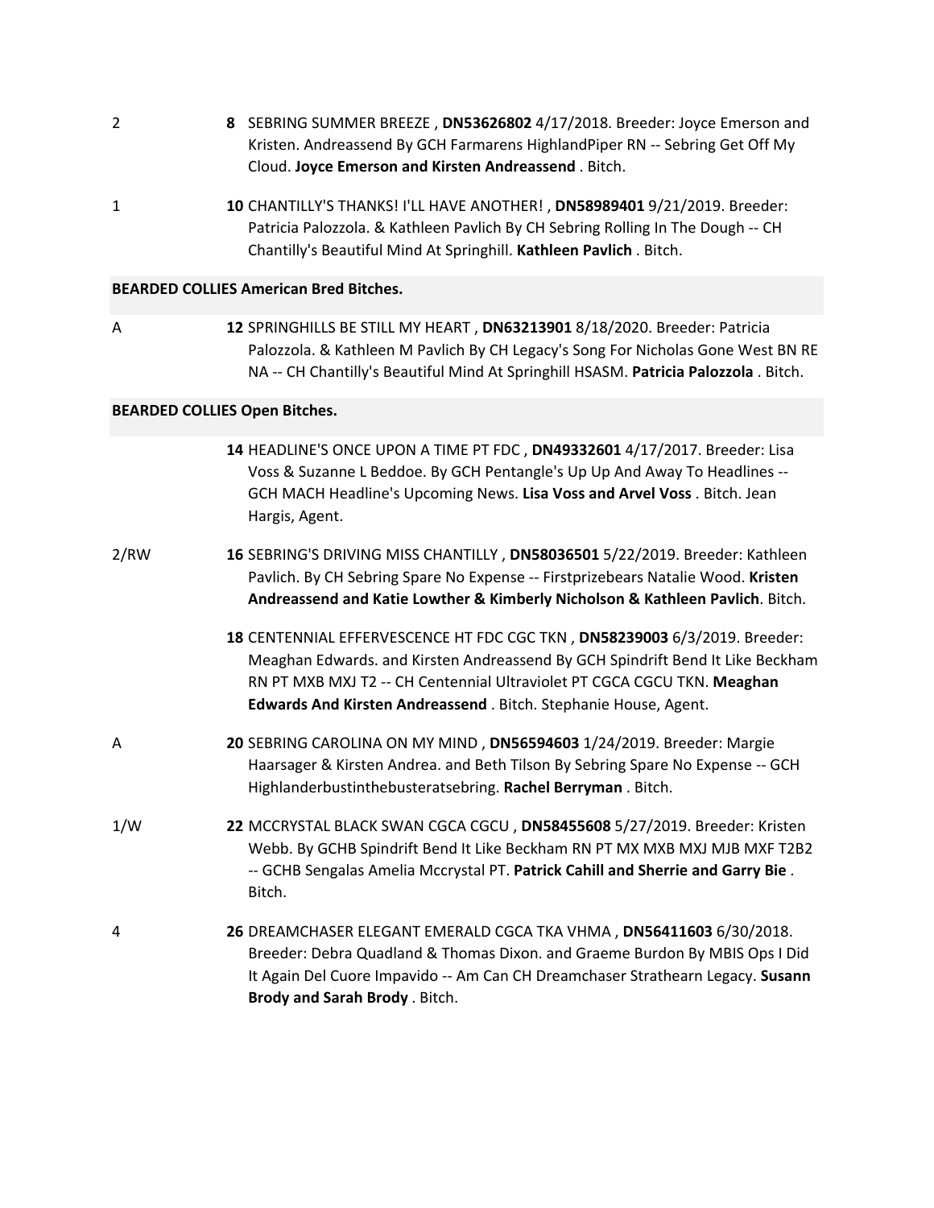2 **8** SEBRING SUMMER BREEZE , **DN53626802** 4/17/2018. Breeder: Joyce Emerson and Kristen. Andreassend By GCH Farmarens HighlandPiper RN -- Sebring Get Off My Cloud. **Joyce Emerson and Kirsten Andreassend** . Bitch.

1 **10** CHANTILLY'S THANKS! I'LL HAVE ANOTHER! , **DN58989401** 9/21/2019. Breeder: Patricia Palozzola. & Kathleen Pavlich By CH Sebring Rolling In The Dough -- CH Chantilly's Beautiful Mind At Springhill. **Kathleen Pavlich** . Bitch.

**BEARDED COLLIES American Bred Bitches.**

A **12** SPRINGHILLS BE STILL MY HEART , **DN63213901** 8/18/2020. Breeder: Patricia Palozzola. & Kathleen M Pavlich By CH Legacy's Song For Nicholas Gone West BN RE NA -- CH Chantilly's Beautiful Mind At Springhill HSASM. **Patricia Palozzola** . Bitch.

**BEARDED COLLIES Open Bitches.**

**14** HEADLINE'S ONCE UPON A TIME PT FDC , **DN49332601** 4/17/2017. Breeder: Lisa Voss & Suzanne L Beddoe. By GCH Pentangle's Up Up And Away To Headlines -- GCH MACH Headline's Upcoming News. **Lisa Voss and Arvel Voss** . Bitch. Jean Hargis, Agent.

2/RW **16** SEBRING'S DRIVING MISS CHANTILLY , **DN58036501** 5/22/2019. Breeder: Kathleen Pavlich. By CH Sebring Spare No Expense -- Firstprizebears Natalie Wood. **Kristen Andreassend and Katie Lowther & Kimberly Nicholson & Kathleen Pavlich**. Bitch.

**18** CENTENNIAL EFFERVESCENCE HT FDC CGC TKN , **DN58239003** 6/3/2019. Breeder: Meaghan Edwards. and Kirsten Andreassend By GCH Spindrift Bend It Like Beckham RN PT MXB MXJ T2 -- CH Centennial Ultraviolet PT CGCA CGCU TKN. **Meaghan Edwards And Kirsten Andreassend** . Bitch. Stephanie House, Agent.

A **20** SEBRING CAROLINA ON MY MIND , **DN56594603** 1/24/2019. Breeder: Margie Haarsager & Kirsten Andrea. and Beth Tilson By Sebring Spare No Expense -- GCH Highlanderbustinthebusteratsebring. **Rachel Berryman** . Bitch.

1/W **22** MCCRYSTAL BLACK SWAN CGCA CGCU , **DN58455608** 5/27/2019. Breeder: Kristen Webb. By GCHB Spindrift Bend It Like Beckham RN PT MX MXB MXJ MJB MXF T2B2 -- GCHB Sengalas Amelia Mccrystal PT. **Patrick Cahill and Sherrie and Garry Bie** . Bitch.

4 **26** DREAMCHASER ELEGANT EMERALD CGCA TKA VHMA , **DN56411603** 6/30/2018. Breeder: Debra Quadland & Thomas Dixon. and Graeme Burdon By MBIS Ops I Did It Again Del Cuore Impavido -- Am Can CH Dreamchaser Strathearn Legacy. **Susann Brody and Sarah Brody** . Bitch.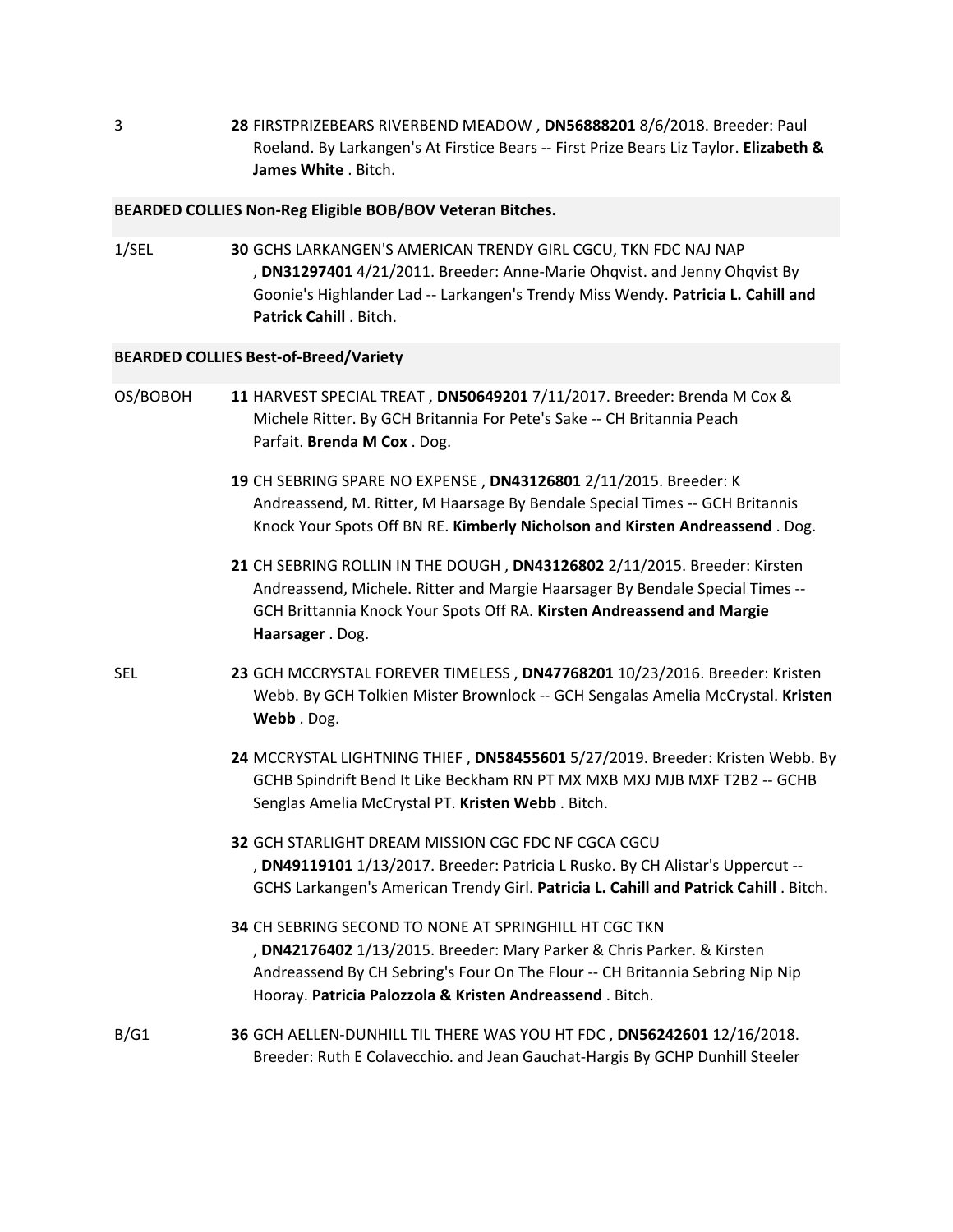3 **28** FIRSTPRIZEBEARS RIVERBEND MEADOW , **DN56888201** 8/6/2018. Breeder: Paul Roeland. By Larkangen's At Firstice Bears -- First Prize Bears Liz Taylor. **Elizabeth & James White** . Bitch.

**BEARDED COLLIES Non-Reg Eligible BOB/BOV Veteran Bitches.**

1/SEL **30** GCHS LARKANGEN'S AMERICAN TRENDY GIRL CGCU, TKN FDC NAJ NAP , **DN31297401** 4/21/2011. Breeder: Anne-Marie Ohqvist. and Jenny Ohqvist By Goonie's Highlander Lad -- Larkangen's Trendy Miss Wendy. **Patricia L. Cahill and Patrick Cahill** . Bitch.

**BEARDED COLLIES Best-of-Breed/Variety**

OS/BOBOH **11** HARVEST SPECIAL TREAT , **DN50649201** 7/11/2017. Breeder: Brenda M Cox & Michele Ritter. By GCH Britannia For Pete's Sake -- CH Britannia Peach Parfait. **Brenda M Cox** . Dog.

**19** CH SEBRING SPARE NO EXPENSE , **DN43126801** 2/11/2015. Breeder: K Andreassend, M. Ritter, M Haarsage By Bendale Special Times -- GCH Britannis Knock Your Spots Off BN RE. **Kimberly Nicholson and Kirsten Andreassend** . Dog.

**21** CH SEBRING ROLLIN IN THE DOUGH , **DN43126802** 2/11/2015. Breeder: Kirsten Andreassend, Michele. Ritter and Margie Haarsager By Bendale Special Times -- GCH Brittannia Knock Your Spots Off RA. **Kirsten Andreassend and Margie Haarsager** . Dog.

SEL **23** GCH MCCRYSTAL FOREVER TIMELESS , **DN47768201** 10/23/2016. Breeder: Kristen Webb. By GCH Tolkien Mister Brownlock -- GCH Sengalas Amelia McCrystal. **Kristen Webb** . Dog.

**24** MCCRYSTAL LIGHTNING THIEF , **DN58455601** 5/27/2019. Breeder: Kristen Webb. By GCHB Spindrift Bend It Like Beckham RN PT MX MXB MXJ MJB MXF T2B2 -- GCHB Senglas Amelia McCrystal PT. **Kristen Webb** . Bitch.

**32** GCH STARLIGHT DREAM MISSION CGC FDC NF CGCA CGCU , **DN49119101** 1/13/2017. Breeder: Patricia L Rusko. By CH Alistar's Uppercut -- GCHS Larkangen's American Trendy Girl. **Patricia L. Cahill and Patrick Cahill** . Bitch.

**34** CH SEBRING SECOND TO NONE AT SPRINGHILL HT CGC TKN , **DN42176402** 1/13/2015. Breeder: Mary Parker & Chris Parker. & Kirsten Andreassend By CH Sebring's Four On The Flour -- CH Britannia Sebring Nip Nip Hooray. **Patricia Palozzola & Kristen Andreassend** . Bitch.

B/G1 **36** GCH AELLEN-DUNHILL TIL THERE WAS YOU HT FDC , **DN56242601** 12/16/2018. Breeder: Ruth E Colavecchio. and Jean Gauchat-Hargis By GCHP Dunhill Steeler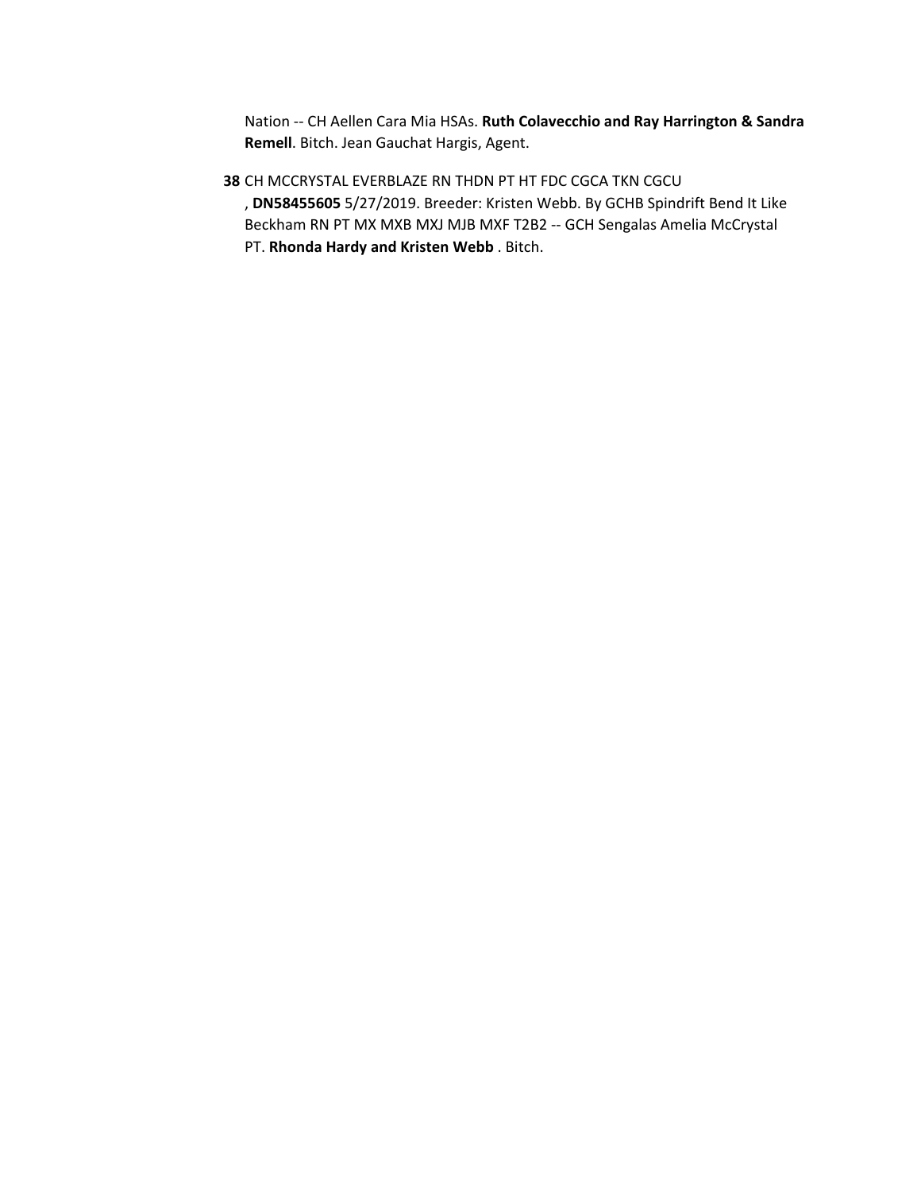Nation -- CH Aellen Cara Mia HSAs. **Ruth Colavecchio and Ray Harrington & Sandra Remell**. Bitch. Jean Gauchat Hargis, Agent.

**38** CH MCCRYSTAL EVERBLAZE RN THDN PT HT FDC CGCA TKN CGCU , **DN58455605** 5/27/2019. Breeder: Kristen Webb. By GCHB Spindrift Bend It Like Beckham RN PT MX MXB MXJ MJB MXF T2B2 -- GCH Sengalas Amelia McCrystal PT. **Rhonda Hardy and Kristen Webb** . Bitch.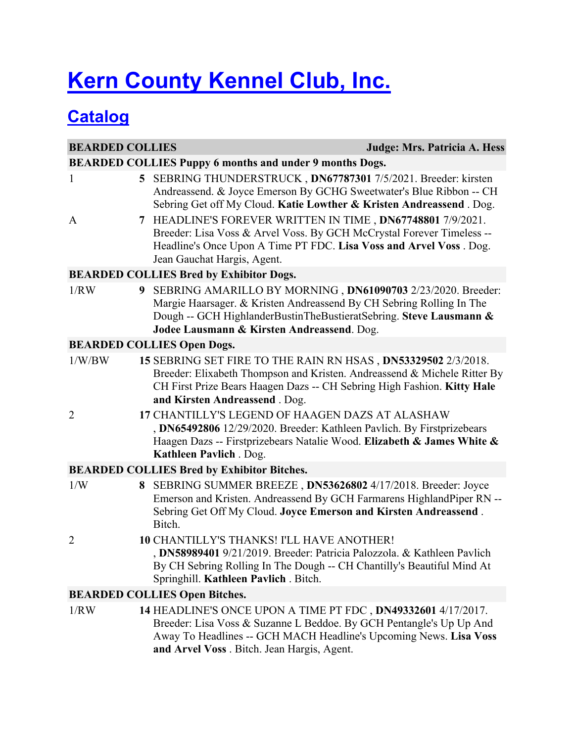# [Kern County Kennel Club, Inc.]()

## [Catalog]()

| **BEARDED COLLIES** | **Judge: Mrs. Patricia A. Hess** |
|---|---|
| **BEARDED COLLIES Puppy 6 months and under 9 months Dogs.** | |
| 1 | **5** SEBRING THUNDERSTRUCK , **DN67787301** 7/5/2021. Breeder: kirsten Andreassend. & Joyce Emerson By GCHG Sweetwater's Blue Ribbon -- CH Sebring Get off My Cloud. **Katie Lowther & Kristen Andreassend** . Dog. |
| A | **7** HEADLINE'S FOREVER WRITTEN IN TIME , **DN67748801** 7/9/2021. Breeder: Lisa Voss & Arvel Voss. By GCH McCrystal Forever Timeless -- Headline's Once Upon A Time PT FDC. **Lisa Voss and Arvel Voss** . Dog. Jean Gauchat Hargis, Agent. |
| **BEARDED COLLIES Bred by Exhibitor Dogs.** | |
| 1/RW | **9** SEBRING AMARILLO BY MORNING , **DN61090703** 2/23/2020. Breeder: Margie Haarsager. & Kristen Andreassend By CH Sebring Rolling In The Dough -- GCH HighlanderBustinTheBustieratSebring. **Steve Lausmann & Jodee Lausmann & Kirsten Andreassend**. Dog. |
| **BEARDED COLLIES Open Dogs.** | |
| 1/W/BW | **15** SEBRING SET FIRE TO THE RAIN RN HSAS , **DN53329502** 2/3/2018. Breeder: Elixabeth Thompson and Kristen. Andreassend & Michele Ritter By CH First Prize Bears Haagen Dazs -- CH Sebring High Fashion. **Kitty Hale and Kirsten Andreassend** . Dog. |
| 2 | **17** CHANTILLY'S LEGEND OF HAAGEN DAZS AT ALASHAW , **DN65492806** 12/29/2020. Breeder: Kathleen Pavlich. By Firstprizebears Haagen Dazs -- Firstprizebears Natalie Wood. **Elizabeth & James White & Kathleen Pavlich** . Dog. |
| **BEARDED COLLIES Bred by Exhibitor Bitches.** | |
| 1/W | **8** SEBRING SUMMER BREEZE , **DN53626802** 4/17/2018. Breeder: Joyce Emerson and Kristen. Andreassend By GCH Farmarens HighlandPiper RN -- Sebring Get Off My Cloud. **Joyce Emerson and Kirsten Andreassend** . Bitch. |
| 2 | **10** CHANTILLY'S THANKS! I'LL HAVE ANOTHER! , **DN58989401** 9/21/2019. Breeder: Patricia Palozzola. & Kathleen Pavlich By CH Sebring Rolling In The Dough -- CH Chantilly's Beautiful Mind At Springhill. **Kathleen Pavlich** . Bitch. |
| **BEARDED COLLIES Open Bitches.** | |
| 1/RW | **14** HEADLINE'S ONCE UPON A TIME PT FDC , **DN49332601** 4/17/2017. Breeder: Lisa Voss & Suzanne L Beddoe. By GCH Pentangle's Up Up And Away To Headlines -- GCH MACH Headline's Upcoming News. **Lisa Voss and Arvel Voss** . Bitch. Jean Hargis, Agent. |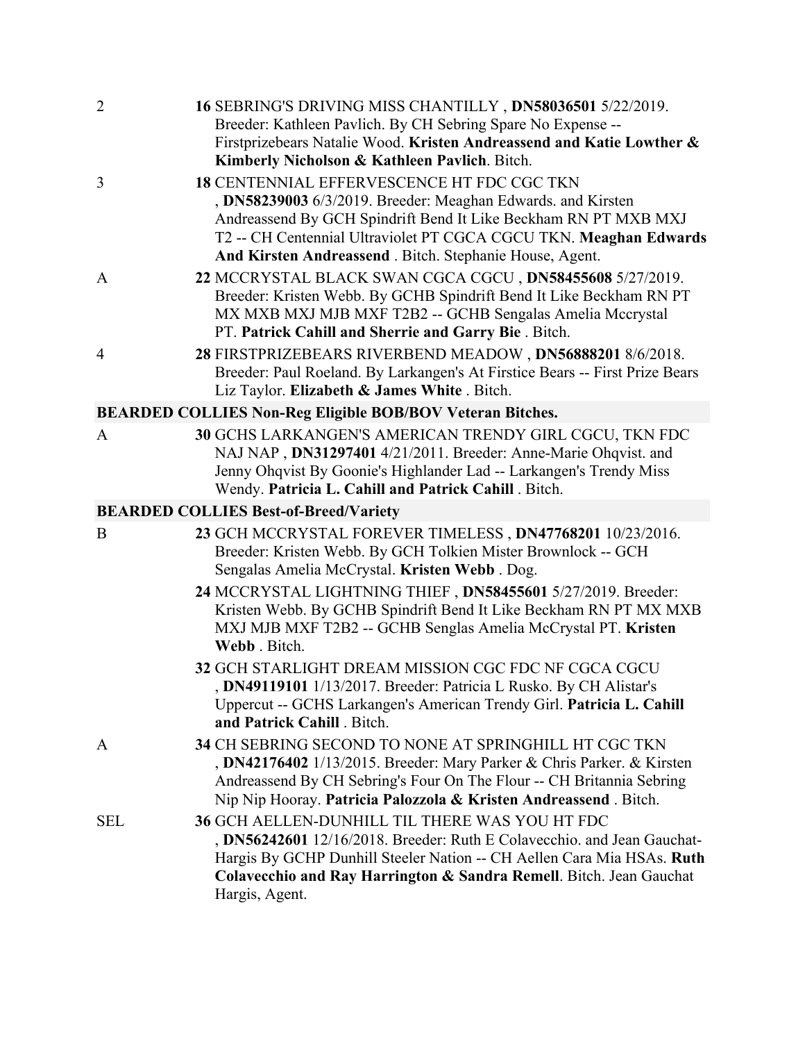2 **16** SEBRING'S DRIVING MISS CHANTILLY , **DN58036501** 5/22/2019. Breeder: Kathleen Pavlich. By CH Sebring Spare No Expense -- Firstprizebears Natalie Wood. **Kristen Andreassend and Katie Lowther & Kimberly Nicholson & Kathleen Pavlich**. Bitch.

3 **18** CENTENNIAL EFFERVESCENCE HT FDC CGC TKN , **DN58239003** 6/3/2019. Breeder: Meaghan Edwards. and Kirsten Andreassend By GCH Spindrift Bend It Like Beckham RN PT MXB MXJ T2 -- CH Centennial Ultraviolet PT CGCA CGCU TKN. **Meaghan Edwards And Kirsten Andreassend** . Bitch. Stephanie House, Agent.

A **22** MCCRYSTAL BLACK SWAN CGCA CGCU , **DN58455608** 5/27/2019. Breeder: Kristen Webb. By GCHB Spindrift Bend It Like Beckham RN PT MX MXB MXJ MJB MXF T2B2 -- GCHB Sengalas Amelia Mccrystal PT. **Patrick Cahill and Sherrie and Garry Bie** . Bitch.

4 **28** FIRSTPRIZEBEARS RIVERBEND MEADOW , **DN56888201** 8/6/2018. Breeder: Paul Roeland. By Larkangen's At Firstice Bears -- First Prize Bears Liz Taylor. **Elizabeth & James White** . Bitch.

**BEARDED COLLIES Non-Reg Eligible BOB/BOV Veteran Bitches.**

A **30** GCHS LARKANGEN'S AMERICAN TRENDY GIRL CGCU, TKN FDC NAJ NAP , **DN31297401** 4/21/2011. Breeder: Anne-Marie Ohqvist. and Jenny Ohqvist By Goonie's Highlander Lad -- Larkangen's Trendy Miss Wendy. **Patricia L. Cahill and Patrick Cahill** . Bitch.

**BEARDED COLLIES Best-of-Breed/Variety**

B **23** GCH MCCRYSTAL FOREVER TIMELESS , **DN47768201** 10/23/2016. Breeder: Kristen Webb. By GCH Tolkien Mister Brownlock -- GCH Sengalas Amelia McCrystal. **Kristen Webb** . Dog.

**24** MCCRYSTAL LIGHTNING THIEF , **DN58455601** 5/27/2019. Breeder: Kristen Webb. By GCHB Spindrift Bend It Like Beckham RN PT MX MXB MXJ MJB MXF T2B2 -- GCHB Senglas Amelia McCrystal PT. **Kristen Webb** . Bitch.

**32** GCH STARLIGHT DREAM MISSION CGC FDC NF CGCA CGCU , **DN49119101** 1/13/2017. Breeder: Patricia L Rusko. By CH Alistar's Uppercut -- GCHS Larkangen's American Trendy Girl. **Patricia L. Cahill and Patrick Cahill** . Bitch.

A **34** CH SEBRING SECOND TO NONE AT SPRINGHILL HT CGC TKN , **DN42176402** 1/13/2015. Breeder: Mary Parker & Chris Parker. & Kirsten Andreassend By CH Sebring's Four On The Flour -- CH Britannia Sebring Nip Nip Hooray. **Patricia Palozzola & Kristen Andreassend** . Bitch.

SEL **36** GCH AELLEN-DUNHILL TIL THERE WAS YOU HT FDC , **DN56242601** 12/16/2018. Breeder: Ruth E Colavecchio. and Jean Gauchat-Hargis By GCHP Dunhill Steeler Nation -- CH Aellen Cara Mia HSAs. **Ruth Colavecchio and Ray Harrington & Sandra Remell**. Bitch. Jean Gauchat Hargis, Agent.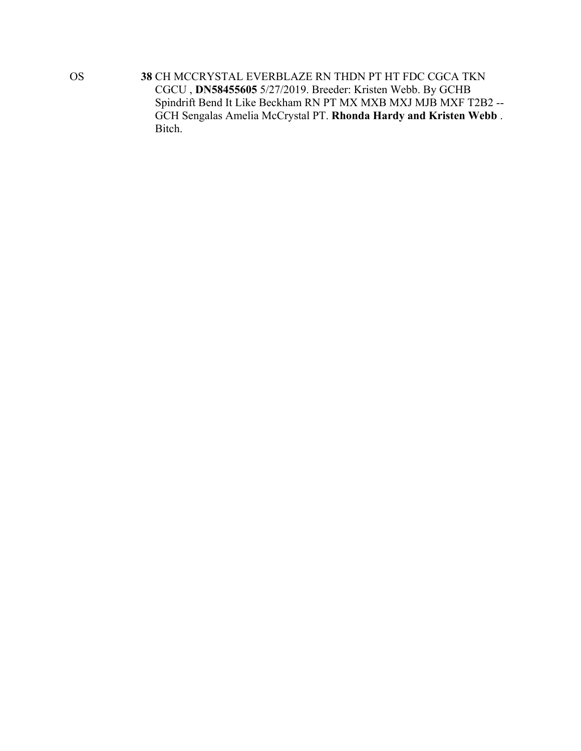OS **38** CH MCCRYSTAL EVERBLAZE RN THDN PT HT FDC CGCA TKN CGCU , **DN58455605** 5/27/2019. Breeder: Kristen Webb. By GCHB Spindrift Bend It Like Beckham RN PT MX MXB MXJ MJB MXF T2B2 -- GCH Sengalas Amelia McCrystal PT. **Rhonda Hardy and Kristen Webb** . Bitch.